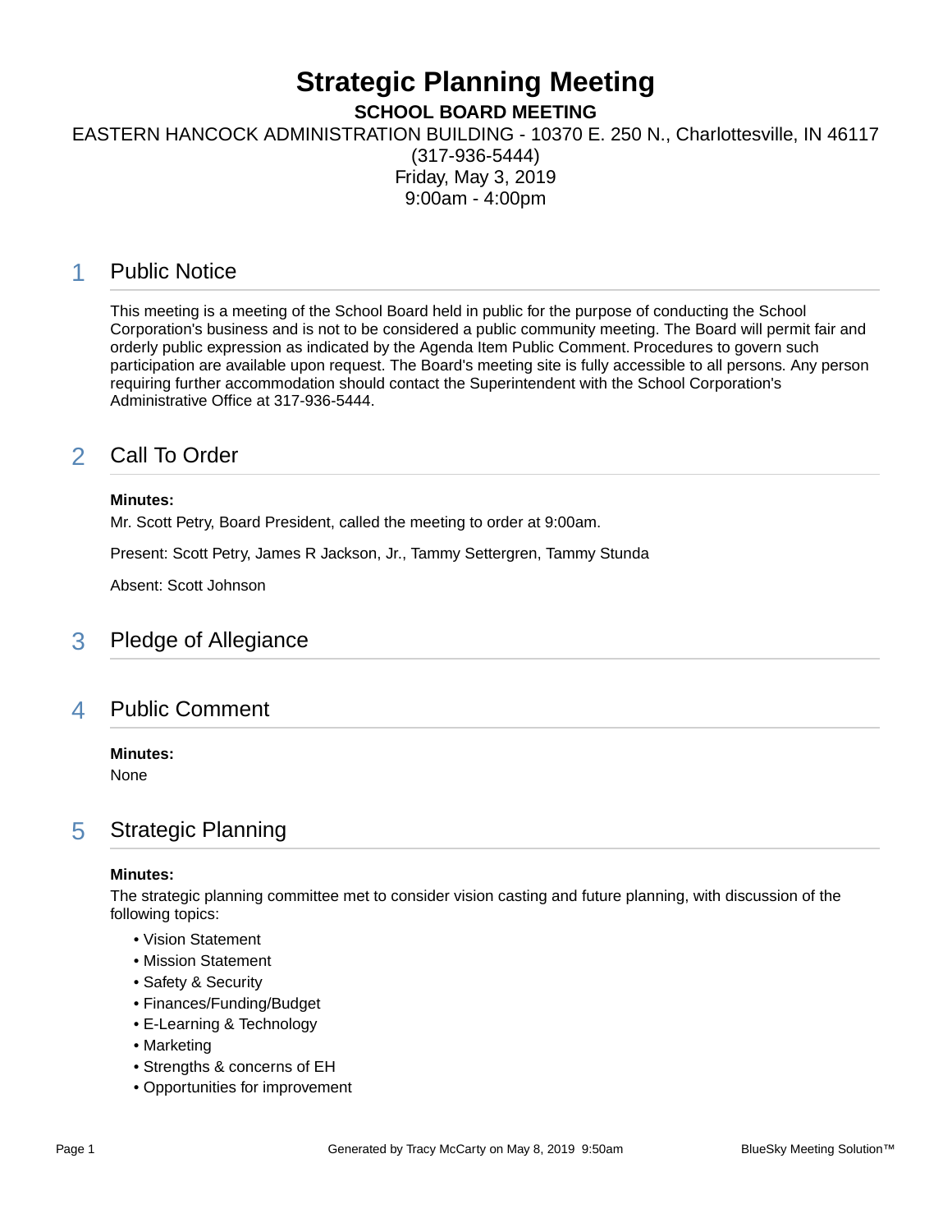# Strategic Planning Meeting

**SCHOOL BOARD MEETING**

EASTERN HANCOCK ADMINISTRATION BUILDING - 10370 E. 250 N., Charlottesville, IN 46117
(317-936-5444)
Friday, May 3, 2019
9:00am - 4:00pm

## 1 Public Notice

This meeting is a meeting of the School Board held in public for the purpose of conducting the School Corporation's business and is not to be considered a public community meeting. The Board will permit fair and orderly public expression as indicated by the Agenda Item Public Comment. Procedures to govern such participation are available upon request. The Board's meeting site is fully accessible to all persons. Any person requiring further accommodation should contact the Superintendent with the School Corporation's Administrative Office at 317-936-5444.

## 2 Call To Order

**Minutes:**

Mr. Scott Petry, Board President, called the meeting to order at 9:00am.

Present: Scott Petry, James R Jackson, Jr., Tammy Settergren, Tammy Stunda

Absent: Scott Johnson

## 3 Pledge of Allegiance

## 4 Public Comment

**Minutes:**

None

## 5 Strategic Planning

**Minutes:**

The strategic planning committee met to consider vision casting and future planning, with discussion of the following topics:

- Vision Statement
- Mission Statement
- Safety & Security
- Finances/Funding/Budget
- E-Learning & Technology
- Marketing
- Strengths & concerns of EH
- Opportunities for improvement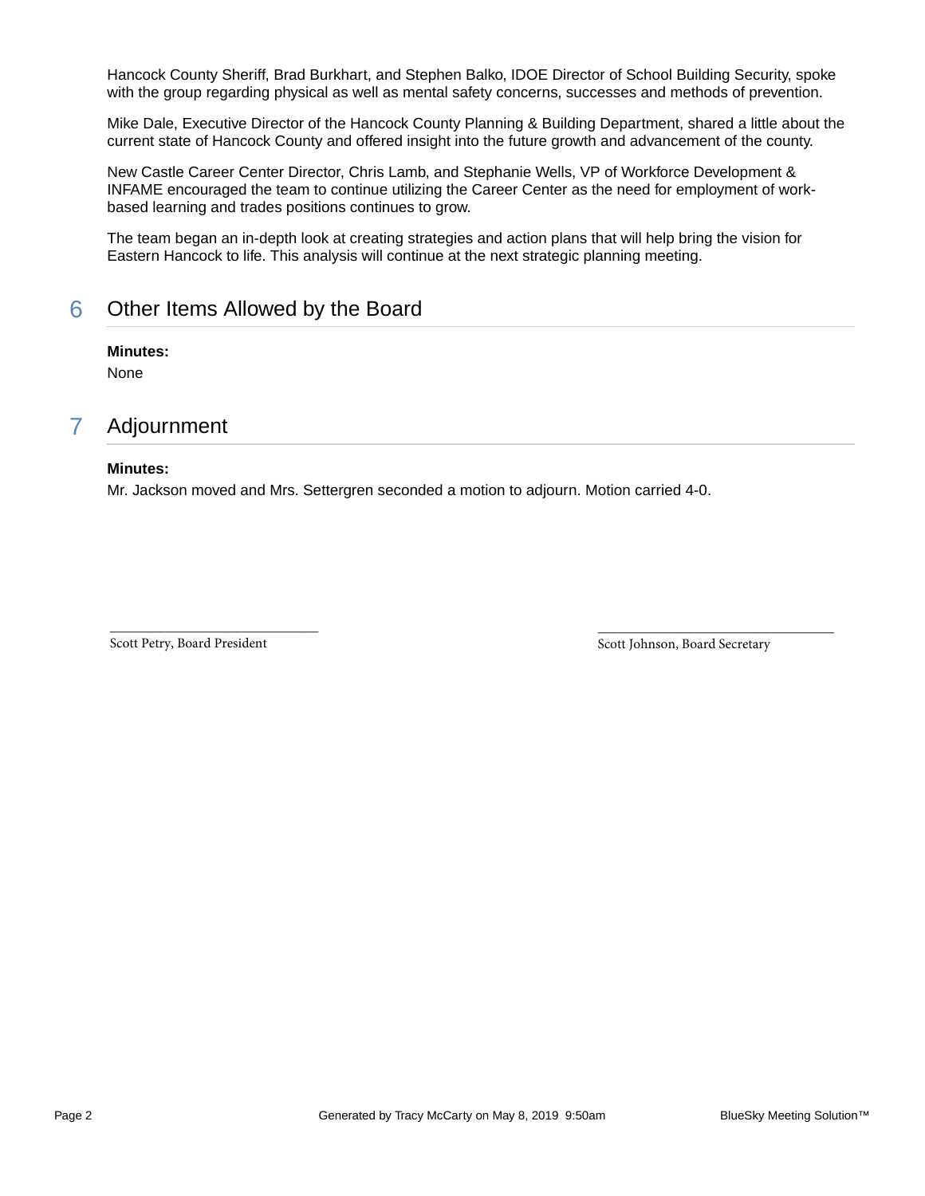Hancock County Sheriff, Brad Burkhart, and Stephen Balko, IDOE Director of School Building Security, spoke with the group regarding physical as well as mental safety concerns, successes and methods of prevention.

Mike Dale, Executive Director of the Hancock County Planning & Building Department, shared a little about the current state of Hancock County and offered insight into the future growth and advancement of the county.

New Castle Career Center Director, Chris Lamb, and Stephanie Wells, VP of Workforce Development & INFAME encouraged the team to continue utilizing the Career Center as the need for employment of work-based learning and trades positions continues to grow.

The team began an in-depth look at creating strategies and action plans that will help bring the vision for Eastern Hancock to life. This analysis will continue at the next strategic planning meeting.

## 6 Other Items Allowed by the Board

**Minutes:**

None

## 7 Adjournment

**Minutes:**

Mr. Jackson moved and Mrs. Settergren seconded a motion to adjourn. Motion carried 4-0.

\_\_\_\_\_\_\_\_\_\_\_\_\_\_\_\_\_\_\_\_\_\_\_\_\_\_\_\_\_\_
Scott Petry, Board President

\_\_\_\_\_\_\_\_\_\_\_\_\_\_\_\_\_\_\_\_\_\_\_\_\_\_\_\_\_\_
Scott Johnson, Board Secretary

Generated by Tracy McCarty on May 8, 2019 9:50am